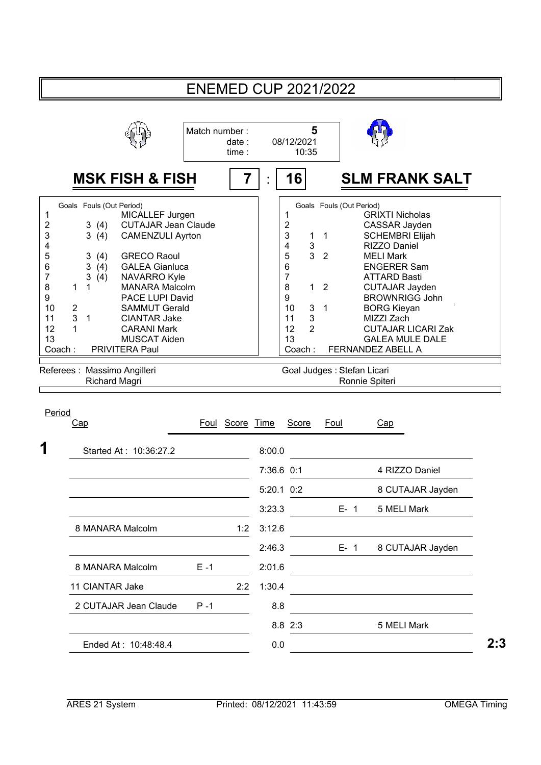# ENEMED CUP 2021/2022

Match number : **5**
date : 08/12/2021
time : 10:35

## MSK FISH & FISH **7** : **16** SLM FRANK SALT

| Cap | Goals | Fouls (Out Period) | MSK FISH & FISH |
|---|---|---|---|
| 1 | | | MICALLEF Jurgen |
| 2 | | 3 (4) | CUTAJAR Jean Claude |
| 3 | | 3 (4) | CAMENZULI Ayrton |
| 4 | | | |
| 5 | | 3 (4) | GRECO Raoul |
| 6 | | 3 (4) | GALEA Gianluca |
| 7 | | 3 (4) | NAVARRO Kyle |
| 8 | 1 | 1 | MANARA Malcolm |
| 9 | | | PACE LUPI David |
| 10 | 2 | | SAMMUT Gerald |
| 11 | 3 | 1 | CIANTAR Jake |
| 12 | 1 | | CARANI Mark |
| 13 | | | MUSCAT Aiden |
| Coach : | | | PRIVITERA Paul |

| Cap | Goals | Fouls (Out Period) | SLM FRANK SALT |
|---|---|---|---|
| 1 | | | GRIXTI Nicholas |
| 2 | | | CASSAR Jayden |
| 3 | 1 | 1 | SCHEMBRI Elijah |
| 4 | 3 | | RIZZO Daniel |
| 5 | 3 | 2 | MELI Mark |
| 6 | | | ENGERER Sam |
| 7 | | | ATTARD Basti |
| 8 | 1 | 2 | CUTAJAR Jayden |
| 9 | | | BROWNRIGG John |
| 10 | 3 | 1 | BORG Kieyan |
| 11 | 3 | | MIZZI Zach |
| 12 | 2 | | CUTAJAR LICARI Zak |
| 13 | | | GALEA MULE DALE |
| Coach : | | | FERNANDEZ ABELL A |

Referees : Massimo Angilleri, Richard Magri

Goal Judges : Stefan Licari, Ronnie Spiteri

| Period | Cap | Foul | Score | Time | Score | Foul | Cap |
|---|---|---|---|---|---|---|---|
| 1 | Started At : 10:36:27.2 | | | 8:00.0 | | | |
| | | | | 7:36.6 | 0:1 | | 4 RIZZO Daniel |
| | | | | 5:20.1 | 0:2 | | 8 CUTAJAR Jayden |
| | | | | 3:23.3 | | E- 1 | 5 MELI Mark |
| | 8 MANARA Malcolm | | 1:2 | 3:12.6 | | | |
| | | | | 2:46.3 | | E- 1 | 8 CUTAJAR Jayden |
| | 8 MANARA Malcolm | E -1 | | 2:01.6 | | | |
| | 11 CIANTAR Jake | | 2:2 | 1:30.4 | | | |
| | 2 CUTAJAR Jean Claude | P -1 | | 8.8 | | | |
| | | | | 8.8 | 2:3 | | 5 MELI Mark |
| | Ended At : 10:48:48.4 | | | 0.0 | | | **2:3** |

ARES 21 System | Printed: 08/12/2021 11:43:59 | OMEGA Timing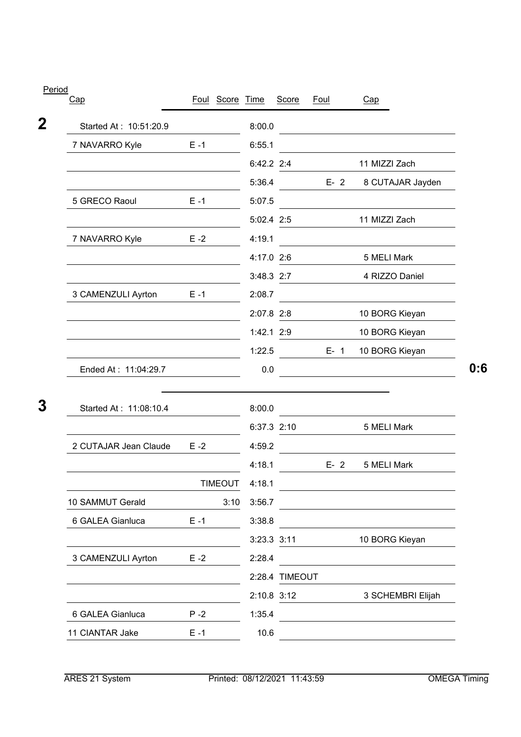| Period | Cap | Foul | Score | Time | Score | Foul | Cap | |
|---|---|---|---|---|---|---|---|---|
| **2** | Started At : 10:51:20.9 | | | 8:00.0 | | | | |
| | 7 NAVARRO Kyle | E -1 | | 6:55.1 | | | | |
| | | | | 6:42.2 | 2:4 | | 11 MIZZI Zach | |
| | | | | 5:36.4 | | E- 2 | 8 CUTAJAR Jayden | |
| | 5 GRECO Raoul | E -1 | | 5:07.5 | | | | |
| | | | | 5:02.4 | 2:5 | | 11 MIZZI Zach | |
| | 7 NAVARRO Kyle | E -2 | | 4:19.1 | | | | |
| | | | | 4:17.0 | 2:6 | | 5 MELI Mark | |
| | | | | 3:48.3 | 2:7 | | 4 RIZZO Daniel | |
| | 3 CAMENZULI Ayrton | E -1 | | 2:08.7 | | | | |
| | | | | 2:07.8 | 2:8 | | 10 BORG Kieyan | |
| | | | | 1:42.1 | 2:9 | | 10 BORG Kieyan | |
| | | | | 1:22.5 | | E- 1 | 10 BORG Kieyan | |
| | Ended At : 11:04:29.7 | | | 0.0 | | | | **0:6** |
| **3** | Started At : 11:08:10.4 | | | 8:00.0 | | | | |
| | | | | 6:37.3 | 2:10 | | 5 MELI Mark | |
| | 2 CUTAJAR Jean Claude | E -2 | | 4:59.2 | | | | |
| | | | | 4:18.1 | | E- 2 | 5 MELI Mark | |
| | | | TIMEOUT | 4:18.1 | | | | |
| | 10 SAMMUT Gerald | | 3:10 | 3:56.7 | | | | |
| | 6 GALEA Gianluca | E -1 | | 3:38.8 | | | | |
| | | | | 3:23.3 | 3:11 | | 10 BORG Kieyan | |
| | 3 CAMENZULI Ayrton | E -2 | | 2:28.4 | | | | |
| | | | | 2:28.4 | TIMEOUT | | | |
| | | | | 2:10.8 | 3:12 | | 3 SCHEMBRI Elijah | |
| | 6 GALEA Gianluca | P -2 | | 1:35.4 | | | | |
| | 11 CIANTAR Jake | E -1 | | 10.6 | | | | |

ARES 21 System Printed: 08/12/2021 11:43:59 OMEGA Timing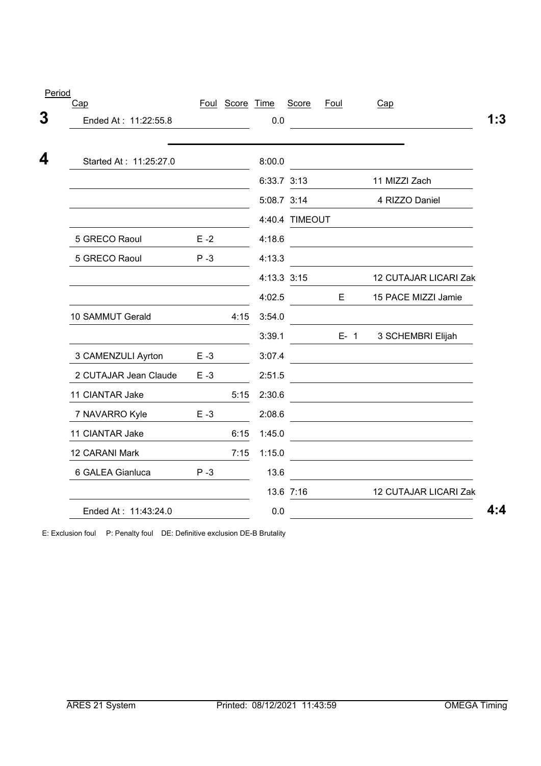| Period | Cap | Foul | Score | Time | Score | Foul | Cap | |
|---|---|---|---|---|---|---|---|---|
| **3** | Ended At : 11:22:55.8 | | | 0.0 | | | | **1:3** |
| **4** | Started At : 11:25:27.0 | | | 8:00.0 | | | | |
| | | | | 6:33.7 | 3:13 | | 11 MIZZI Zach | |
| | | | | 5:08.7 | 3:14 | | 4 RIZZO Daniel | |
| | | | | 4:40.4 | TIMEOUT | | | |
| | 5 GRECO Raoul | E -2 | | 4:18.6 | | | | |
| | 5 GRECO Raoul | P -3 | | 4:13.3 | | | | |
| | | | | 4:13.3 | 3:15 | | 12 CUTAJAR LICARI Zak | |
| | | | | 4:02.5 | | E | 15 PACE MIZZI Jamie | |
| | 10 SAMMUT Gerald | | 4:15 | 3:54.0 | | | | |
| | | | | 3:39.1 | | E- 1 | 3 SCHEMBRI Elijah | |
| | 3 CAMENZULI Ayrton | E -3 | | 3:07.4 | | | | |
| | 2 CUTAJAR Jean Claude | E -3 | | 2:51.5 | | | | |
| | 11 CIANTAR Jake | | 5:15 | 2:30.6 | | | | |
| | 7 NAVARRO Kyle | E -3 | | 2:08.6 | | | | |
| | 11 CIANTAR Jake | | 6:15 | 1:45.0 | | | | |
| | 12 CARANI Mark | | 7:15 | 1:15.0 | | | | |
| | 6 GALEA Gianluca | P -3 | | 13.6 | | | | |
| | | | | 13.6 | 7:16 | | 12 CUTAJAR LICARI Zak | |
| | Ended At : 11:43:24.0 | | | 0.0 | | | | **4:4** |

E: Exclusion foul P: Penalty foul DE: Definitive exclusion DE-B Brutality

ARES 21 System Printed: 08/12/2021 11:43:59 OMEGA Timing